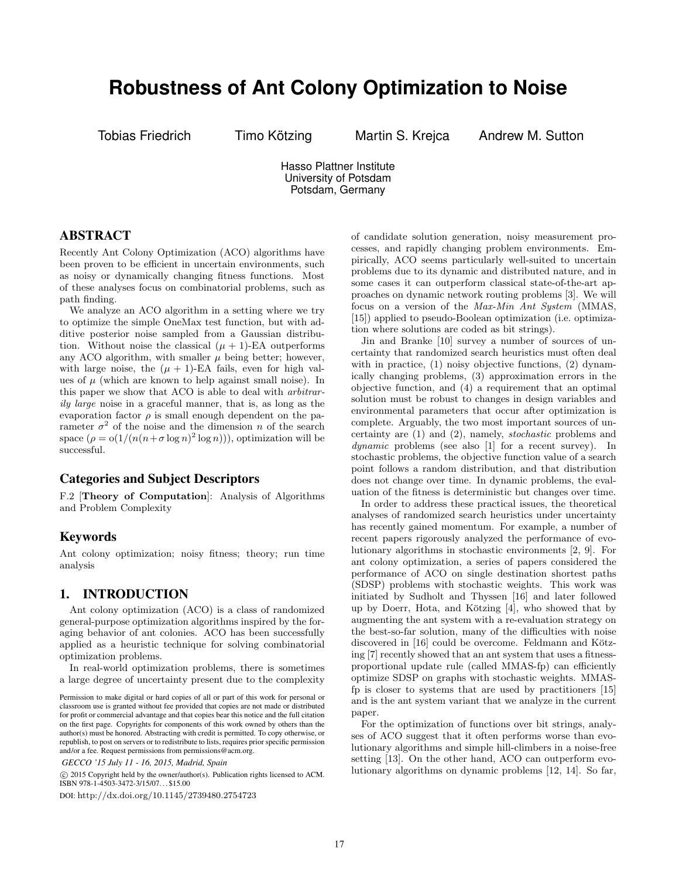# Robustness of Ant Colony Optimization to Noise

Tobias Friedrich  Timo Kötzing  Martin S. Krejca  Andrew M. Sutton

Hasso Plattner Institute
University of Potsdam
Potsdam, Germany

## ABSTRACT

Recently Ant Colony Optimization (ACO) algorithms have been proven to be efficient in uncertain environments, such as noisy or dynamically changing fitness functions. Most of these analyses focus on combinatorial problems, such as path finding.

We analyze an ACO algorithm in a setting where we try to optimize the simple OneMax test function, but with additive posterior noise sampled from a Gaussian distribution. Without noise the classical $(\mu + 1)$-EA outperforms any ACO algorithm, with smaller $\mu$ being better; however, with large noise, the $(\mu + 1)$-EA fails, even for high values of $\mu$ (which are known to help against small noise). In this paper we show that ACO is able to deal with *arbitrarily large* noise in a graceful manner, that is, as long as the evaporation factor $\rho$ is small enough dependent on the parameter $\sigma^2$ of the noise and the dimension $n$ of the search space ($\rho = o(1/(n(n+\sigma \log n)^2 \log n))$), optimization will be successful.

## Categories and Subject Descriptors

F.2 [**Theory of Computation**]: Analysis of Algorithms and Problem Complexity

## Keywords

Ant colony optimization; noisy fitness; theory; run time analysis

## 1. INTRODUCTION

Ant colony optimization (ACO) is a class of randomized general-purpose optimization algorithms inspired by the foraging behavior of ant colonies. ACO has been successfully applied as a heuristic technique for solving combinatorial optimization problems.

In real-world optimization problems, there is sometimes a large degree of uncertainty present due to the complexity of candidate solution generation, noisy measurement processes, and rapidly changing problem environments. Empirically, ACO seems particularly well-suited to uncertain problems due to its dynamic and distributed nature, and in some cases it can outperform classical state-of-the-art approaches on dynamic network routing problems [3]. We will focus on a version of the *Max-Min Ant System* (MMAS, [15]) applied to pseudo-Boolean optimization (i.e. optimization where solutions are coded as bit strings).

Jin and Branke [10] survey a number of sources of uncertainty that randomized search heuristics must often deal with in practice, (1) noisy objective functions, (2) dynamically changing problems, (3) approximation errors in the objective function, and (4) a requirement that an optimal solution must be robust to changes in design variables and environmental parameters that occur after optimization is complete. Arguably, the two most important sources of uncertainty are (1) and (2), namely, *stochastic* problems and *dynamic* problems (see also [1] for a recent survey). In stochastic problems, the objective function value of a search point follows a random distribution, and that distribution does not change over time. In dynamic problems, the evaluation of the fitness is deterministic but changes over time.

In order to address these practical issues, the theoretical analyses of randomized search heuristics under uncertainty has recently gained momentum. For example, a number of recent papers rigorously analyzed the performance of evolutionary algorithms in stochastic environments [2, 9]. For ant colony optimization, a series of papers considered the performance of ACO on single destination shortest paths (SDSP) problems with stochastic weights. This work was initiated by Sudholt and Thyssen [16] and later followed up by Doerr, Hota, and Kötzing [4], who showed that by augmenting the ant system with a re-evaluation strategy on the best-so-far solution, many of the difficulties with noise discovered in [16] could be overcome. Feldmann and Kötzing [7] recently showed that an ant system that uses a fitness-proportional update rule (called MMAS-fp) can efficiently optimize SDSP on graphs with stochastic weights. MMAS-fp is closer to systems that are used by practitioners [15] and is the ant system variant that we analyze in the current paper.

For the optimization of functions over bit strings, analyses of ACO suggest that it often performs worse than evolutionary algorithms and simple hill-climbers in a noise-free setting [13]. On the other hand, ACO can outperform evolutionary algorithms on dynamic problems [12, 14]. So far,

Permission to make digital or hard copies of all or part of this work for personal or classroom use is granted without fee provided that copies are not made or distributed for profit or commercial advantage and that copies bear this notice and the full citation on the first page. Copyrights for components of this work owned by others than the author(s) must be honored. Abstracting with credit is permitted. To copy otherwise, or republish, to post on servers or to redistribute to lists, requires prior specific permission and/or a fee. Request permissions from permissions@acm.org.

*GECCO '15 July 11 - 16, 2015, Madrid, Spain*

© 2015 Copyright held by the owner/author(s). Publication rights licensed to ACM. ISBN 978-1-4503-3472-3/15/07...$15.00

DOI: http://dx.doi.org/10.1145/2739480.2754723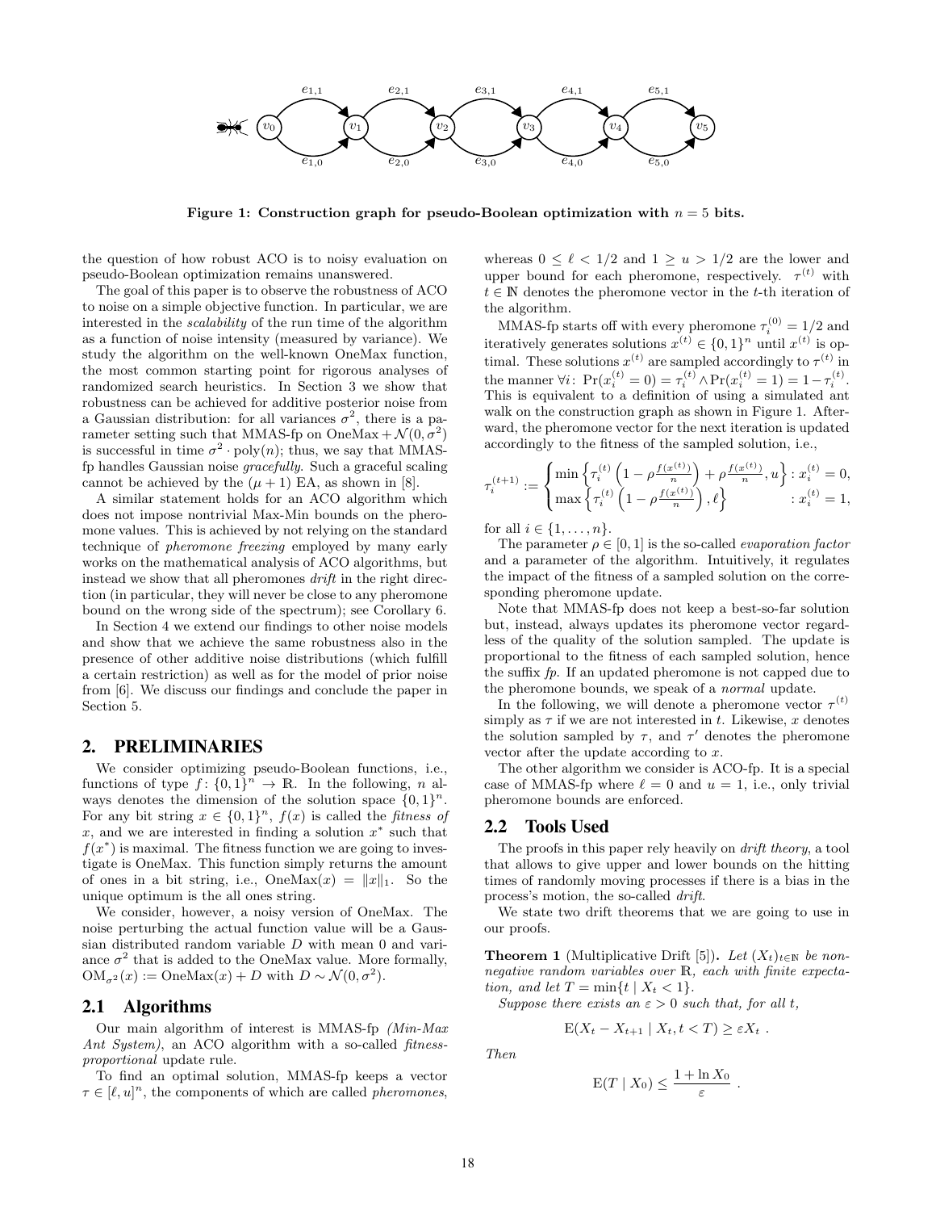Figure 1: Construction graph for pseudo-Boolean optimization with $n = 5$ bits.

the question of how robust ACO is to noisy evaluation on pseudo-Boolean optimization remains unanswered.

The goal of this paper is to observe the robustness of ACO to noise on a simple objective function. In particular, we are interested in the *scalability* of the run time of the algorithm as a function of noise intensity (measured by variance). We study the algorithm on the well-known OneMax function, the most common starting point for rigorous analyses of randomized search heuristics. In Section 3 we show that robustness can be achieved for additive posterior noise from a Gaussian distribution: for all variances $\sigma^2$, there is a parameter setting such that MMAS-fp on OneMax $+ \mathcal{N}(0, \sigma^2)$ is successful in time $\sigma^2 \cdot \text{poly}(n)$; thus, we say that MMAS-fp handles Gaussian noise *gracefully*. Such a graceful scaling cannot be achieved by the $(\mu + 1)$ EA, as shown in [8].

A similar statement holds for an ACO algorithm which does not impose nontrivial Max-Min bounds on the pheromone values. This is achieved by not relying on the standard technique of *pheromone freezing* employed by many early works on the mathematical analysis of ACO algorithms, but instead we show that all pheromones *drift* in the right direction (in particular, they will never be close to any pheromone bound on the wrong side of the spectrum); see Corollary 6.

In Section 4 we extend our findings to other noise models and show that we achieve the same robustness also in the presence of other additive noise distributions (which fulfill a certain restriction) as well as for the model of prior noise from [6]. We discuss our findings and conclude the paper in Section 5.

## 2. PRELIMINARIES

We consider optimizing pseudo-Boolean functions, i.e., functions of type $f : \{0, 1\}^n \to \mathbb{R}$. In the following, $n$ always denotes the dimension of the solution space $\{0, 1\}^n$. For any bit string $x \in \{0, 1\}^n$, $f(x)$ is called the *fitness of* $x$, and we are interested in finding a solution $x^*$ such that $f(x^*)$ is maximal. The fitness function we are going to investigate is OneMax. This function simply returns the amount of ones in a bit string, i.e., $\text{OneMax}(x) = \|x\|_1$. So the unique optimum is the all ones string.

We consider, however, a noisy version of OneMax. The noise perturbing the actual function value will be a Gaussian distributed random variable $D$ with mean 0 and variance $\sigma^2$ that is added to the OneMax value. More formally, $\text{OM}_{\sigma^2}(x) := \text{OneMax}(x) + D$ with $D \sim \mathcal{N}(0, \sigma^2)$.

### 2.1 Algorithms

Our main algorithm of interest is MMAS-fp *(Min-Max Ant System)*, an ACO algorithm with a so-called *fitness-proportional* update rule.

To find an optimal solution, MMAS-fp keeps a vector $\tau \in [\ell, u]^n$, the components of which are called *pheromones*, whereas $0 \leq \ell < 1/2$ and $1 \geq u > 1/2$ are the lower and upper bound for each pheromone, respectively. $\tau^{(t)}$ with $t \in \mathbb{N}$ denotes the pheromone vector in the $t$-th iteration of the algorithm.

MMAS-fp starts off with every pheromone $\tau_i^{(0)} = 1/2$ and iteratively generates solutions $x^{(t)} \in \{0, 1\}^n$ until $x^{(t)}$ is optimal. These solutions $x^{(t)}$ are sampled accordingly to $\tau^{(t)}$ in the manner $\forall i\colon \Pr(x_i^{(t)} = 0) = \tau_i^{(t)} \wedge \Pr(x_i^{(t)} = 1) = 1 - \tau_i^{(t)}$. This is equivalent to a definition of using a simulated ant walk on the construction graph as shown in Figure 1. Afterward, the pheromone vector for the next iteration is updated accordingly to the fitness of the sampled solution, i.e.,

$$\tau_i^{(t+1)} := \begin{cases} \min\left\{\tau_i^{(t)}\left(1 - \rho\frac{f(x^{(t)})}{n}\right) + \rho\frac{f(x^{(t)})}{n}, u\right\} : x_i^{(t)} = 0, \\ \max\left\{\tau_i^{(t)}\left(1 - \rho\frac{f(x^{(t)})}{n}\right), \ell\right\} \qquad\qquad : x_i^{(t)} = 1, \end{cases}$$

for all $i \in \{1, \ldots, n\}$.

The parameter $\rho \in [0, 1]$ is the so-called *evaporation factor* and a parameter of the algorithm. Intuitively, it regulates the impact of the fitness of a sampled solution on the corresponding pheromone update.

Note that MMAS-fp does not keep a best-so-far solution but, instead, always updates its pheromone vector regardless of the quality of the solution sampled. The update is proportional to the fitness of each sampled solution, hence the suffix *fp*. If an updated pheromone is not capped due to the pheromone bounds, we speak of a *normal* update.

In the following, we will denote a pheromone vector $\tau^{(t)}$ simply as $\tau$ if we are not interested in $t$. Likewise, $x$ denotes the solution sampled by $\tau$, and $\tau'$ denotes the pheromone vector after the update according to $x$.

The other algorithm we consider is ACO-fp. It is a special case of MMAS-fp where $\ell = 0$ and $u = 1$, i.e., only trivial pheromone bounds are enforced.

### 2.2 Tools Used

The proofs in this paper rely heavily on *drift theory*, a tool that allows to give upper and lower bounds on the hitting times of randomly moving processes if there is a bias in the process's motion, the so-called *drift*.

We state two drift theorems that we are going to use in our proofs.

**Theorem 1** (Multiplicative Drift [5])**.** *Let $(X_t)_{t \in \mathbb{N}}$ be non-negative random variables over $\mathbb{R}$, each with finite expectation, and let $T = \min\{t \mid X_t < 1\}$.*

*Suppose there exists an $\varepsilon > 0$ such that, for all $t$,*

$$\text{E}(X_t - X_{t+1} \mid X_t, t < T) \geq \varepsilon X_t \ .$$

*Then*

$$\text{E}(T \mid X_0) \leq \frac{1 + \ln X_0}{\varepsilon} \ .$$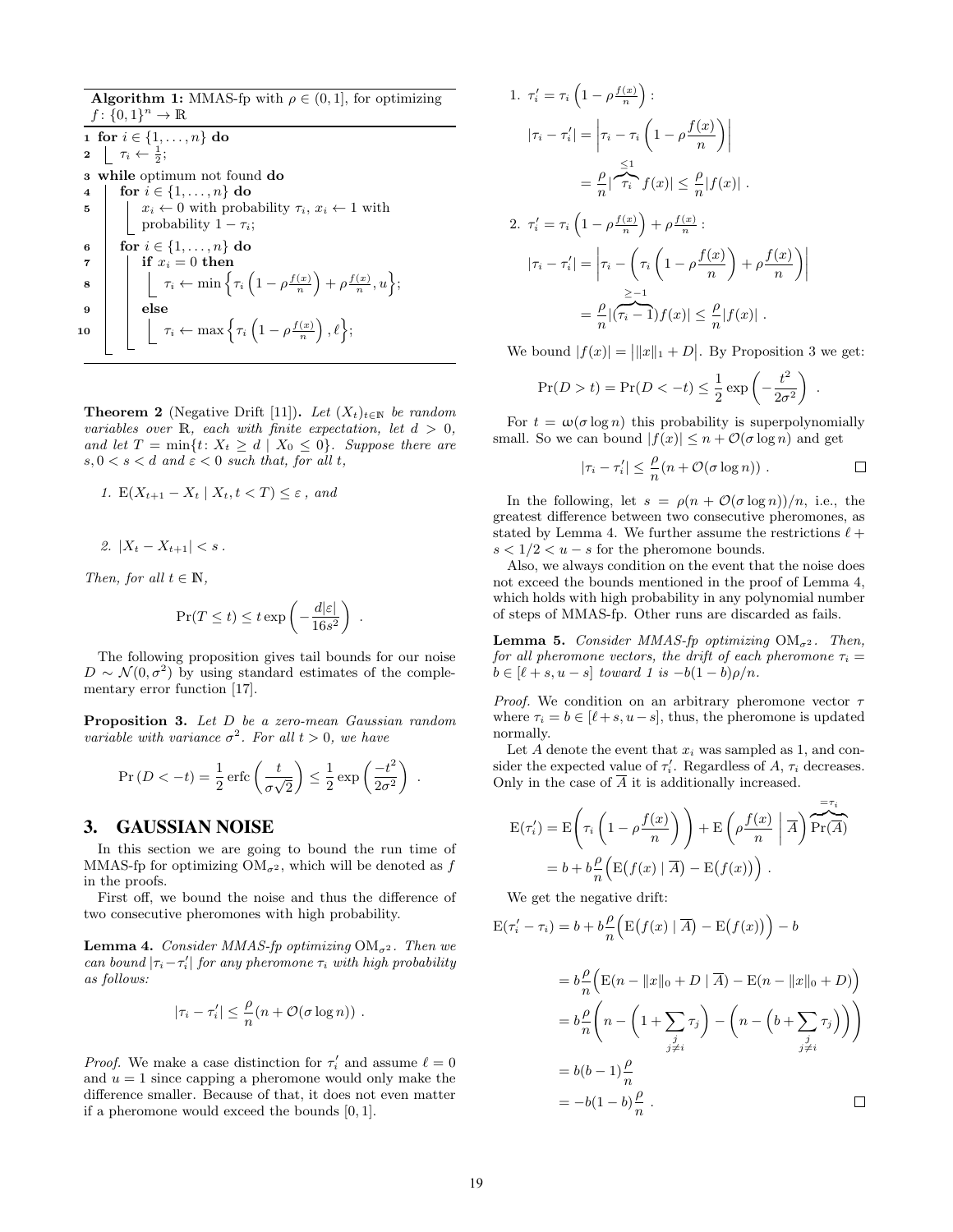**Algorithm 1:** MMAS-fp with $\rho \in (0,1]$, for optimizing $f\colon \{0,1\}^n \to \mathbb{R}$

```
1  for i ∈ {1,...,n} do
2      τ_i ← 1/2;
3  while optimum not found do
4      for i ∈ {1,...,n} do
5          x_i ← 0 with probability τ_i, x_i ← 1 with
           probability 1 − τ_i;
6      for i ∈ {1,...,n} do
7          if x_i = 0 then
8              τ_i ← min{ τ_i (1 − ρ f(x)/n) + ρ f(x)/n, u };
9          else
10             τ_i ← max{ τ_i (1 − ρ f(x)/n), ℓ };
```

**Theorem 2** (Negative Drift [11])**.** *Let $(X_t)_{t\in\mathbb{N}}$ be random variables over $\mathbb{R}$, each with finite expectation, let $d > 0$, and let $T = \min\{t \colon X_t \geq d \mid X_0 \leq 0\}$. Suppose there are $s, 0 < s < d$ and $\varepsilon < 0$ such that, for all $t$,*

1. $\mathrm{E}(X_{t+1} - X_t \mid X_t, t < T) \leq \varepsilon$ *, and*

2. $|X_t - X_{t+1}| < s$ *.*

*Then, for all $t \in \mathbb{N}$,*

$$\Pr(T \leq t) \leq t \exp\left(-\frac{d|\varepsilon|}{16s^2}\right) .$$

The following proposition gives tail bounds for our noise $D \sim \mathcal{N}(0, \sigma^2)$ by using standard estimates of the complementary error function [17].

**Proposition 3.** *Let $D$ be a zero-mean Gaussian random variable with variance $\sigma^2$. For all $t > 0$, we have*

$$\Pr(D < -t) = \frac{1}{2}\operatorname{erfc}\left(\frac{t}{\sigma\sqrt{2}}\right) \leq \frac{1}{2}\exp\left(\frac{-t^2}{2\sigma^2}\right) .$$

## 3. GAUSSIAN NOISE

In this section we are going to bound the run time of MMAS-fp for optimizing $\mathrm{OM}_{\sigma^2}$, which will be denoted as $f$ in the proofs.

First off, we bound the noise and thus the difference of two consecutive pheromones with high probability.

**Lemma 4.** *Consider MMAS-fp optimizing $\mathrm{OM}_{\sigma^2}$. Then we can bound $|\tau_i - \tau_i'|$ for any pheromone $\tau_i$ with high probability as follows:*

$$|\tau_i - \tau_i'| \leq \frac{\rho}{n}(n + \mathcal{O}(\sigma \log n)) .$$

*Proof.* We make a case distinction for $\tau_i'$ and assume $\ell = 0$ and $u = 1$ since capping a pheromone would only make the difference smaller. Because of that, it does not even matter if a pheromone would exceed the bounds $[0, 1]$.

1. $\tau_i' = \tau_i\left(1 - \rho\frac{f(x)}{n}\right)$:

$$|\tau_i - \tau_i'| = \left|\tau_i - \tau_i\left(1 - \rho\frac{f(x)}{n}\right)\right| = \frac{\rho}{n}|\overbrace{\tau_i}^{\leq 1} f(x)| \leq \frac{\rho}{n}|f(x)| .$$

2. $\tau_i' = \tau_i\left(1 - \rho\frac{f(x)}{n}\right) + \rho\frac{f(x)}{n}$:

$$|\tau_i - \tau_i'| = \left|\tau_i - \left(\tau_i\left(1 - \rho\frac{f(x)}{n}\right) + \rho\frac{f(x)}{n}\right)\right| = \frac{\rho}{n}|(\overbrace{\tau_i - 1}^{\geq -1})f(x)| \leq \frac{\rho}{n}|f(x)| .$$

We bound $|f(x)| = \big|\|x\|_1 + D\big|$. By Proposition 3 we get:

$$\Pr(D > t) = \Pr(D < -t) \leq \frac{1}{2}\exp\left(-\frac{t^2}{2\sigma^2}\right) .$$

For $t = \omega(\sigma \log n)$ this probability is superpolynomially small. So we can bound $|f(x)| \leq n + \mathcal{O}(\sigma \log n)$ and get

$$|\tau_i - \tau_i'| \leq \frac{\rho}{n}(n + \mathcal{O}(\sigma \log n)) .$$

□

In the following, let $s = \rho(n + \mathcal{O}(\sigma \log n))/n$, i.e., the greatest difference between two consecutive pheromones, as stated by Lemma 4. We further assume the restrictions $\ell + s < 1/2 < u - s$ for the pheromone bounds.

Also, we always condition on the event that the noise does not exceed the bounds mentioned in the proof of Lemma 4, which holds with high probability in any polynomial number of steps of MMAS-fp. Other runs are discarded as fails.

**Lemma 5.** *Consider MMAS-fp optimizing $\mathrm{OM}_{\sigma^2}$. Then, for all pheromone vectors, the drift of each pheromone $\tau_i = b \in [\ell + s, u - s]$ toward 1 is $-b(1-b)\rho/n$.*

*Proof.* We condition on an arbitrary pheromone vector $\tau$ where $\tau_i = b \in [\ell + s, u - s]$, thus, the pheromone is updated normally.

Let $A$ denote the event that $x_i$ was sampled as 1, and consider the expected value of $\tau_i'$. Regardless of $A$, $\tau_i$ decreases. Only in the case of $\overline{A}$ it is additionally increased.

$$\mathrm{E}(\tau_i') = \mathrm{E}\left(\tau_i\left(1 - \rho\frac{f(x)}{n}\right)\right) + \mathrm{E}\left(\rho\frac{f(x)}{n}\,\middle|\, \overline{A}\right)\overbrace{\Pr(\overline{A})}^{=\tau_i}$$
$$= b + b\frac{\rho}{n}\Big(\mathrm{E}\big(f(x) \mid \overline{A}\big) - \mathrm{E}\big(f(x)\big)\Big) .$$

We get the negative drift:

$$\begin{aligned}
\mathrm{E}(\tau_i' - \tau_i) &= b + b\frac{\rho}{n}\Big(\mathrm{E}\big(f(x) \mid \overline{A}\big) - \mathrm{E}\big(f(x)\big)\Big) - b \\
&= b\frac{\rho}{n}\Big(\mathrm{E}(n - \|x\|_0 + D \mid \overline{A}) - \mathrm{E}(n - \|x\|_0 + D)\Big) \\
&= b\frac{\rho}{n}\left(n - \Big(1 + \sum_{\substack{j \\ j\neq i}}\tau_j\Big) - \Big(n - \Big(b + \sum_{\substack{j \\ j\neq i}}\tau_j\Big)\Big)\right) \\
&= b(b-1)\frac{\rho}{n} \\
&= -b(1-b)\frac{\rho}{n} .
\end{aligned}$$

□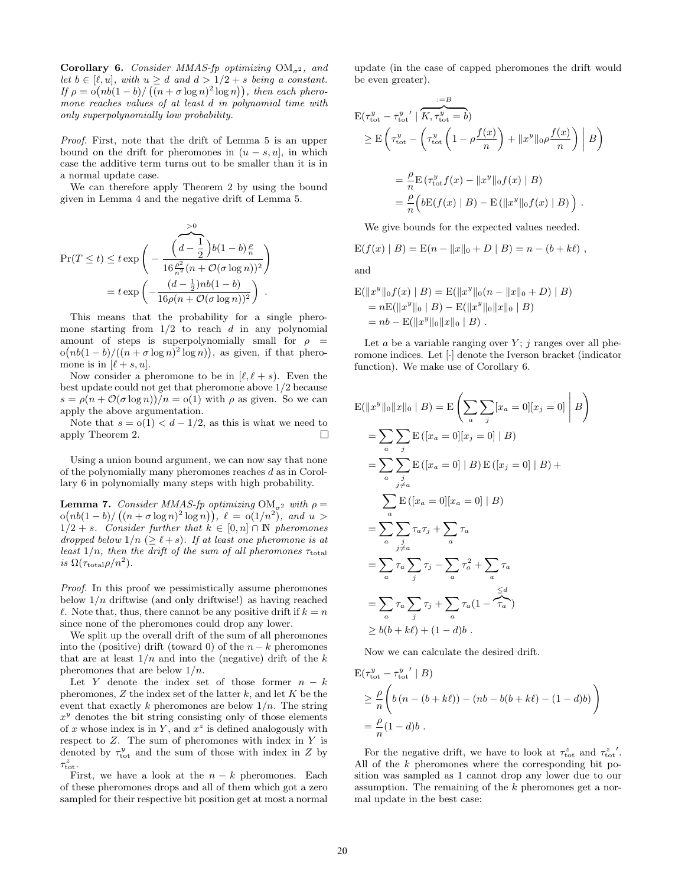**Corollary 6.** *Consider MMAS-fp optimizing* $\mathrm{OM}_{\sigma^2}$*, and let* $b \in [\ell, u]$*, with* $u \geq d$ *and* $d > 1/2 + s$ *being a constant. If* $\rho = \mathrm{o}\big(nb(1-b)/\big((n+\sigma\log n)^2 \log n\big)\big)$*, then each pheromone reaches values of at least* $d$ *in polynomial time with only superpolynomially low probability.*

*Proof.* First, note that the drift of Lemma 5 is an upper bound on the drift for pheromones in $(u-s, u]$, in which case the additive term turns out to be smaller than it is in a normal update case.

We can therefore apply Theorem 2 by using the bound given in Lemma 4 and the negative drift of Lemma 5.

$$
\begin{aligned}
\Pr(T \leq t) &\leq t \exp\left( - \frac{\overbrace{\Big(d - \frac{1}{2}\Big)}^{>0} b(1-b)\frac{\rho}{n}}{16\frac{\rho^2}{n^2}(n + \mathcal{O}(\sigma\log n))^2} \right) \\
&= t\exp\left( - \frac{(d-\frac{1}{2})nb(1-b)}{16\rho(n+\mathcal{O}(\sigma\log n))^2}\right) .
\end{aligned}
$$

This means that the probability for a single pheromone starting from $1/2$ to reach $d$ in any polynomial amount of steps is superpolynomially small for $\rho = \mathrm{o}\big(nb(1-b)/((n+\sigma\log n)^2\log n)\big)$, as given, if that pheromone is in $[\ell+s, u]$.

Now consider a pheromone to be in $[\ell, \ell+s)$. Even the best update could not get that pheromone above $1/2$ because $s = \rho(n + \mathcal{O}(\sigma\log n))/n = \mathrm{o}(1)$ with $\rho$ as given. So we can apply the above argumentation.

Note that $s = \mathrm{o}(1) < d - 1/2$, as this is what we need to apply Theorem 2. $\square$

Using a union bound argument, we can now say that none of the polynomially many pheromones reaches $d$ as in Corollary 6 in polynomially many steps with high probability.

**Lemma 7.** *Consider MMAS-fp optimizing* $\mathrm{OM}_{\sigma^2}$ *with* $\rho = \mathrm{o}\big(nb(1-b)/\big((n+\sigma\log n)^2\log n\big)\big)$*,* $\ell = \mathrm{o}(1/n^2)$*, and* $u > 1/2 + s$*. Consider further that* $k \in [0, n] \cap \mathbb{N}$ *pheromones dropped below* $1/n$ $(\geq \ell + s)$*. If at least one pheromone is at least* $1/n$*, then the drift of the sum of all pheromones* $\tau_{\text{total}}$ *is* $\Omega(\tau_{\text{total}}\rho/n^2)$*.*

*Proof.* In this proof we pessimistically assume pheromones below $1/n$ driftwise (and only driftwise!) as having reached $\ell$. Note that, thus, there cannot be any positive drift if $k = n$ since none of the pheromones could drop any lower.

We split up the overall drift of the sum of all pheromones into the (positive) drift (toward 0) of the $n-k$ pheromones that are at least $1/n$ and into the (negative) drift of the $k$ pheromones that are below $1/n$.

Let $Y$ denote the index set of those former $n-k$ pheromones, $Z$ the index set of the latter $k$, and let $K$ be the event that exactly $k$ pheromones are below $1/n$. The string $x^y$ denotes the bit string consisting only of those elements of $x$ whose index is in $Y$, and $x^z$ is defined analogously with respect to $Z$. The sum of pheromones with index in $Y$ is denoted by $\tau^y_{\text{tot}}$ and the sum of those with index in $Z$ by $\tau^z_{\text{tot}}$.

First, we have a look at the $n-k$ pheromones. Each of these pheromones drops and all of them which got a zero sampled for their respective bit position get at most a normal update (in the case of capped pheromones the drift would be even greater).

$$
\begin{aligned}
&\mathrm{E}(\tau^y_{\text{tot}} - {\tau^y_{\text{tot}}}' \mid \overbrace{K, \tau^y_{\text{tot}} = b}^{:=B}) \\
&\quad \geq \mathrm{E}\left( \tau^y_{\text{tot}} - \left( \tau^y_{\text{tot}}\left(1 - \rho\frac{f(x)}{n}\right) + \|x^y\|_0 \rho\frac{f(x)}{n}\right) \,\middle|\, B\right) \\
&\qquad = \frac{\rho}{n}\mathrm{E}\left(\tau^y_{\text{tot}} f(x) - \|x^y\|_0 f(x) \mid B\right) \\
&\qquad = \frac{\rho}{n}\Big( b\mathrm{E}(f(x) \mid B) - \mathrm{E}\left(\|x^y\|_0 f(x) \mid B\right)\Big) .
\end{aligned}
$$

We give bounds for the expected values needed.

$$
\mathrm{E}(f(x) \mid B) = \mathrm{E}(n - \|x\|_0 + D \mid B) = n - (b + k\ell) ,
$$

and

$$
\begin{aligned}
&\mathrm{E}(\|x^y\|_0 f(x) \mid B) = \mathrm{E}(\|x^y\|_0(n - \|x\|_0 + D) \mid B) \\
&\quad = n\mathrm{E}(\|x^y\|_0 \mid B) - \mathrm{E}(\|x^y\|_0 \|x\|_0 \mid B) \\
&\quad = nb - \mathrm{E}(\|x^y\|_0\|x\|_0 \mid B) .
\end{aligned}
$$

Let $a$ be a variable ranging over $Y$; $j$ ranges over all pheromone indices. Let $[\cdot]$ denote the Iverson bracket (indicator function). We make use of Corollary 6.

$$
\begin{aligned}
&\mathrm{E}(\|x^y\|_0\|x\|_0 \mid B) = \mathrm{E}\left( \sum_a \sum_j [x_a = 0][x_j = 0] \,\middle|\, B\right) \\
&\quad = \sum_a \sum_j \mathrm{E}\left([x_a = 0][x_j = 0] \mid B\right) \\
&\quad = \sum_a \sum_{\substack{j \\ j \neq a}} \mathrm{E}\left([x_a = 0] \mid B\right) \mathrm{E}\left([x_j = 0] \mid B\right) + \\
&\qquad \sum_a \mathrm{E}\left([x_a = 0][x_a = 0] \mid B\right) \\
&\quad = \sum_a \sum_{\substack{j \\ j \neq a}} \tau_a \tau_j + \sum_a \tau_a \\
&\quad = \sum_a \tau_a \sum_j \tau_j - \sum_a \tau_a^2 + \sum_a \tau_a \\
&\quad = \sum_a \tau_a \sum_j \tau_j + \sum_a \tau_a (1 - \overbrace{\tau_a}^{\leq d}) \\
&\quad \geq b(b + k\ell) + (1-d)b .
\end{aligned}
$$

Now we can calculate the desired drift.

$$
\begin{aligned}
&\mathrm{E}(\tau^y_{\text{tot}} - {\tau^y_{\text{tot}}}' \mid B) \\
&\quad \geq \frac{\rho}{n}\bigg( b\left(n - (b + k\ell)\right) - (nb - b(b + k\ell) - (1-d)b) \bigg) \\
&\quad = \frac{\rho}{n}(1-d)b .
\end{aligned}
$$

For the negative drift, we have to look at $\tau^z_{\text{tot}}$ and ${\tau^z_{\text{tot}}}'$. All of the $k$ pheromones where the corresponding bit position was sampled as 1 cannot drop any lower due to our assumption. The remaining of the $k$ pheromones get a normal update in the best case: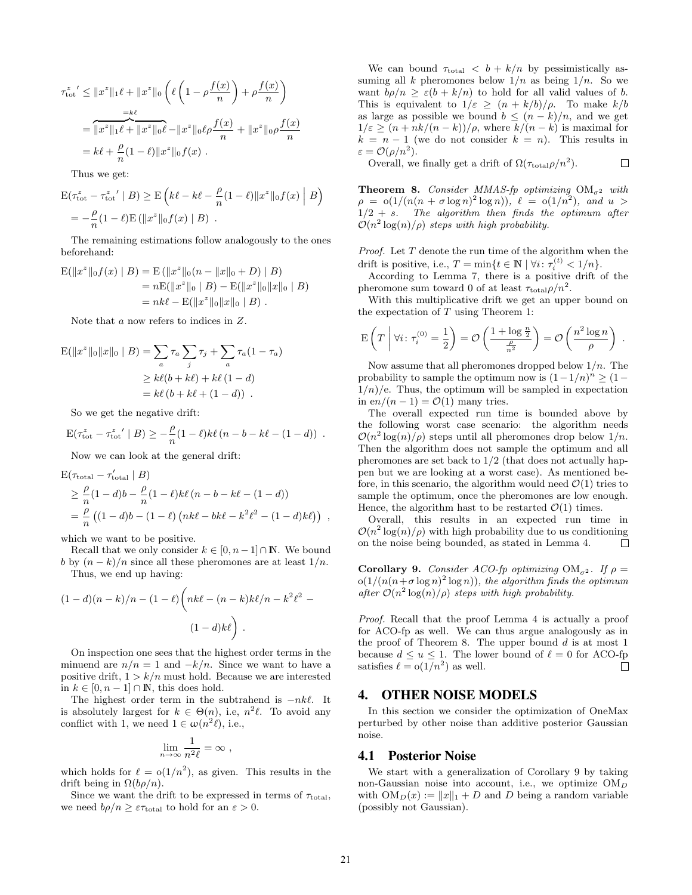$$\tau_{\text{tot}}^{z}{}' \leq \|x^z\|_1\ell + \|x^z\|_0\left(\ell\left(1-\rho\frac{f(x)}{n}\right)+\rho\frac{f(x)}{n}\right)$$

$$= \overbrace{\|x^z\|_1\ell + \|x^z\|_0\ell}^{=k\ell} - \|x^z\|_0\ell\rho\frac{f(x)}{n} + \|x^z\|_0\rho\frac{f(x)}{n}$$

$$= k\ell + \frac{\rho}{n}(1-\ell)\|x^z\|_0 f(x)\ .$$

Thus we get:

$$\mathrm{E}(\tau_{\text{tot}}^{z} - \tau_{\text{tot}}^{z}{}' \mid B) \geq \mathrm{E}\left(k\ell - k\ell - \frac{\rho}{n}(1-\ell)\|x^z\|_0 f(x) \;\middle|\; B\right)$$

$$= -\frac{\rho}{n}(1-\ell)\mathrm{E}\left(\|x^z\|_0 f(x) \mid B\right)\ .$$

The remaining estimations follow analogously to the ones beforehand:

$$\mathrm{E}(\|x^z\|_0 f(x) \mid B) = \mathrm{E}\left(\|x^z\|_0(n - \|x\|_0 + D) \mid B\right)$$
$$= n\mathrm{E}(\|x^z\|_0 \mid B) - \mathrm{E}(\|x^z\|_0\|x\|_0 \mid B)$$
$$= nk\ell - \mathrm{E}(\|x^z\|_0\|x\|_0 \mid B)\ .$$

Note that $a$ now refers to indices in $Z$.

$$\mathrm{E}(\|x^z\|_0\|x\|_0 \mid B) = \sum_a \tau_a \sum_j \tau_j + \sum_a \tau_a(1-\tau_a)$$
$$\geq k\ell(b + k\ell) + k\ell\,(1-d)$$
$$= k\ell\,(b + k\ell + (1-d))\ .$$

So we get the negative drift:

$$\mathrm{E}(\tau_{\text{tot}}^{z} - \tau_{\text{tot}}^{z}{}' \mid B) \geq -\frac{\rho}{n}(1-\ell)k\ell\,(n - b - k\ell - (1-d))\ .$$

Now we can look at the general drift:

$$\mathrm{E}(\tau_{\text{total}} - \tau'_{\text{total}} \mid B)$$
$$\geq \frac{\rho}{n}(1-d)b - \frac{\rho}{n}(1-\ell)k\ell\,(n - b - k\ell - (1-d))$$
$$= \frac{\rho}{n}\left((1-d)b - (1-\ell)\left(nk\ell - bk\ell - k^2\ell^2 - (1-d)k\ell\right)\right)\ ,$$

which we want to be positive.

Recall that we only consider $k \in [0, n-1] \cap \mathbb{N}$. We bound $b$ by $(n-k)/n$ since all these pheromones are at least $1/n$.

Thus, we end up having:

$$(1-d)(n-k)/n - (1-\ell)\bigg(nk\ell - (n-k)k\ell/n - k^2\ell^2 - (1-d)k\ell\bigg)\ .$$

On inspection one sees that the highest order terms in the minuend are $n/n = 1$ and $-k/n$. Since we want to have a positive drift, $1 > k/n$ must hold. Because we are interested in $k \in [0, n-1] \cap \mathbb{N}$, this does hold.

The highest order term in the subtrahend is $-nk\ell$. It is absolutely largest for $k \in \Theta(n)$, i.e, $n^2\ell$. To avoid any conflict with 1, we need $1 \in \omega(n^2\ell)$, i.e.,

$$\lim_{n\to\infty} \frac{1}{n^2\ell} = \infty\ ,$$

which holds for $\ell = \mathrm{o}(1/n^2)$, as given. This results in the drift being in $\Omega(b\rho/n)$.

Since we want the drift to be expressed in terms of $\tau_{\text{total}}$, we need $b\rho/n \geq \varepsilon\tau_{\text{total}}$ to hold for an $\varepsilon > 0$.

We can bound $\tau_{\text{total}} < b + k/n$ by pessimistically assuming all $k$ pheromones below $1/n$ as being $1/n$. So we want $b\rho/n \geq \varepsilon(b + k/n)$ to hold for all valid values of $b$. This is equivalent to $1/\varepsilon \geq (n + k/b)/\rho$. To make $k/b$ as large as possible we bound $b \leq (n-k)/n$, and we get $1/\varepsilon \geq (n + nk/(n-k))/\rho$, where $k/(n-k)$ is maximal for $k = n-1$ (we do not consider $k = n$). This results in $\varepsilon = \mathcal{O}(\rho/n^2)$.

Overall, we finally get a drift of $\Omega(\tau_{\text{total}}\rho/n^2)$. □

**Theorem 8.** *Consider MMAS-fp optimizing* $\mathrm{OM}_{\sigma^2}$ *with* $\rho = \mathrm{o}(1/(n(n+\sigma\log n)^2\log n))$, $\ell = \mathrm{o}(1/n^2)$, *and* $u > 1/2 + s$. *The algorithm then finds the optimum after* $\mathcal{O}(n^2\log(n)/\rho)$ *steps with high probability.*

*Proof.* Let $T$ denote the run time of the algorithm when the drift is positive, i.e., $T = \min\{t \in \mathbb{N} \mid \forall i\colon \tau_i^{(t)} < 1/n\}$.

According to Lemma 7, there is a positive drift of the pheromone sum toward 0 of at least $\tau_{\text{total}}\rho/n^2$.

With this multiplicative drift we get an upper bound on the expectation of $T$ using Theorem 1:

$$\mathrm{E}\left(T \;\middle|\; \forall i\colon \tau_i^{(0)} = \frac{1}{2}\right) = \mathcal{O}\left(\frac{1 + \log\frac{n}{2}}{\frac{\rho}{n^2}}\right) = \mathcal{O}\left(\frac{n^2\log n}{\rho}\right)\ .$$

Now assume that all pheromones dropped below $1/n$. The probability to sample the optimum now is $(1-1/n)^n \geq (1 - 1/n)/\mathrm{e}$. Thus, the optimum will be sampled in expectation in $\mathrm{e}n/(n-1) = \mathcal{O}(1)$ many tries.

The overall expected run time is bounded above by the following worst case scenario: the algorithm needs $\mathcal{O}(n^2\log(n)/\rho)$ steps until all pheromones drop below $1/n$. Then the algorithm does not sample the optimum and all pheromones are set back to $1/2$ (that does not actually happen but we are looking at a worst case). As mentioned before, in this scenario, the algorithm would need $\mathcal{O}(1)$ tries to sample the optimum, once the pheromones are low enough. Hence, the algorithm hast to be restarted $\mathcal{O}(1)$ times.

Overall, this results in an expected run time in $\mathcal{O}(n^2\log(n)/\rho)$ with high probability due to us conditioning on the noise being bounded, as stated in Lemma 4. □

**Corollary 9.** *Consider ACO-fp optimizing* $\mathrm{OM}_{\sigma^2}$. *If* $\rho = \mathrm{o}(1/(n(n+\sigma\log n)^2\log n))$, *the algorithm finds the optimum after* $\mathcal{O}(n^2\log(n)/\rho)$ *steps with high probability.*

*Proof.* Recall that the proof Lemma 4 is actually a proof for ACO-fp as well. We can thus argue analogously as in the proof of Theorem 8. The upper bound $d$ is at most 1 because $d \leq u \leq 1$. The lower bound of $\ell = 0$ for ACO-fp satisfies $\ell = \mathrm{o}(1/n^2)$ as well. □

## 4. OTHER NOISE MODELS

In this section we consider the optimization of OneMax perturbed by other noise than additive posterior Gaussian noise.

### 4.1 Posterior Noise

We start with a generalization of Corollary 9 by taking non-Gaussian noise into account, i.e., we optimize $\mathrm{OM}_D$ with $\mathrm{OM}_D(x) := \|x\|_1 + D$ and $D$ being a random variable (possibly not Gaussian).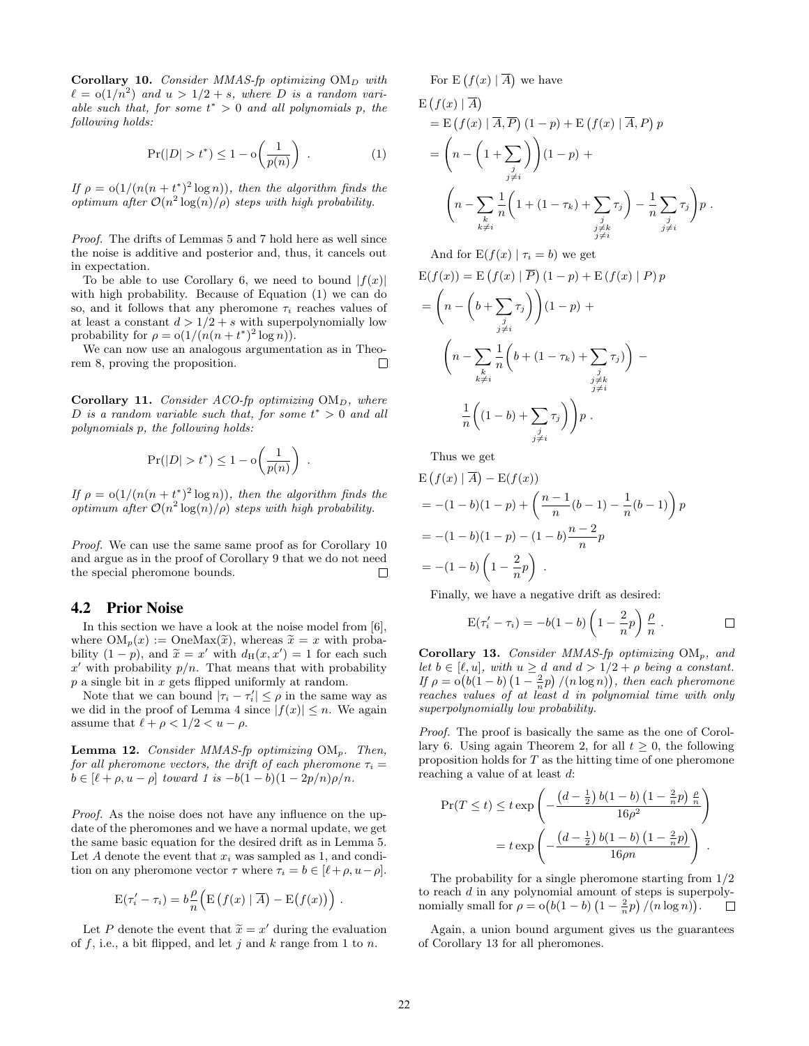**Corollary 10.** *Consider MMAS-fp optimizing* $\mathrm{OM}_D$ *with* $\ell = \mathrm{o}(1/n^2)$ *and* $u > 1/2 + s$*, where* $D$ *is a random variable such that, for some* $t^* > 0$ *and all polynomials* $p$*, the following holds:*

$$\Pr(|D| > t^*) \le 1 - \mathrm{o}\left(\frac{1}{p(n)}\right) \ . \tag{1}$$

*If* $\rho = \mathrm{o}(1/(n(n+t^*)^2 \log n))$*, then the algorithm finds the optimum after* $\mathcal{O}(n^2 \log(n)/\rho)$ *steps with high probability.*

*Proof.* The drifts of Lemmas 5 and 7 hold here as well since the noise is additive and posterior and, thus, it cancels out in expectation.

To be able to use Corollary 6, we need to bound $|f(x)|$ with high probability. Because of Equation (1) we can do so, and it follows that any pheromone $\tau_i$ reaches values of at least a constant $d > 1/2 + s$ with superpolynomially low probability for $\rho = \mathrm{o}(1/(n(n+t^*)^2 \log n))$.

We can now use an analogous argumentation as in Theorem 8, proving the proposition. □

**Corollary 11.** *Consider ACO-fp optimizing* $\mathrm{OM}_D$*, where* $D$ *is a random variable such that, for some* $t^* > 0$ *and all polynomials* $p$*, the following holds:*

$$\Pr(|D| > t^*) \le 1 - \mathrm{o}\left(\frac{1}{p(n)}\right) \ .$$

*If* $\rho = \mathrm{o}(1/(n(n+t^*)^2 \log n))$*, then the algorithm finds the optimum after* $\mathcal{O}(n^2 \log(n)/\rho)$ *steps with high probability.*

*Proof.* We can use the same same proof as for Corollary 10 and argue as in the proof of Corollary 9 that we do not need the special pheromone bounds. □

## 4.2 Prior Noise

In this section we have a look at the noise model from [6], where $\mathrm{OM}_p(x) := \mathrm{OneMax}(\widetilde{x})$, whereas $\widetilde{x} = x$ with probability $(1-p)$, and $\widetilde{x} = x'$ with $d_{\mathrm{H}}(x, x') = 1$ for each such $x'$ with probability $p/n$. That means that with probability $p$ a single bit in $x$ gets flipped uniformly at random.

Note that we can bound $|\tau_i - \tau_i'| \le \rho$ in the same way as we did in the proof of Lemma 4 since $|f(x)| \le n$. We again assume that $\ell + \rho < 1/2 < u - \rho$.

**Lemma 12.** *Consider MMAS-fp optimizing* $\mathrm{OM}_p$*. Then, for all pheromone vectors, the drift of each pheromone* $\tau_i = b \in [\ell + \rho, u - \rho]$ *toward 1 is* $-b(1-b)(1-2p/n)\rho/n$*.*

*Proof.* As the noise does not have any influence on the update of the pheromones and we have a normal update, we get the same basic equation for the desired drift as in Lemma 5. Let $A$ denote the event that $x_i$ was sampled as 1, and condition on any pheromone vector $\tau$ where $\tau_i = b \in [\ell + \rho, u - \rho]$.

$$\mathrm{E}(\tau_i' - \tau_i) = b\frac{\rho}{n}\Big(\mathrm{E}\left(f(x) \mid \overline{A}\right) - \mathrm{E}\big(f(x)\big)\Big) \ .$$

Let $P$ denote the event that $\widetilde{x} = x'$ during the evaluation of $f$, i.e., a bit flipped, and let $j$ and $k$ range from 1 to $n$.

For $\mathrm{E}\left(f(x) \mid \overline{A}\right)$ we have

$$\begin{aligned}
&\mathrm{E}\left(f(x) \mid \overline{A}\right) \\
&= \mathrm{E}\left(f(x) \mid \overline{A}, \overline{P}\right)(1-p) + \mathrm{E}\left(f(x) \mid \overline{A}, P\right)p \\
&= \left(n - \left(1 + \sum_{\substack{j \\ j \ne i}}\right)\right)(1-p) + \\
&\quad \left(n - \sum_{\substack{k \\ k \ne i}} \frac{1}{n}\left(1 + (1-\tau_k) + \sum_{\substack{j \\ j \ne k \\ j \ne i}} \tau_j\right) - \frac{1}{n}\sum_{\substack{j \\ j \ne i}} \tau_j\right)p \ .
\end{aligned}$$

And for $\mathrm{E}(f(x) \mid \tau_i = b)$ we get

$$\begin{aligned}
&\mathrm{E}(f(x)) = \mathrm{E}\left(f(x) \mid \overline{P}\right)(1-p) + \mathrm{E}\left(f(x) \mid P\right)p \\
&= \left(n - \left(b + \sum_{\substack{j \\ j \ne i}} \tau_j\right)\right)(1-p) + \\
&\quad \left(n - \sum_{\substack{k \\ k \ne i}} \frac{1}{n}\left(b + (1-\tau_k) + \sum_{\substack{j \\ j \ne k \\ j \ne i}} \tau_j\right) - \right. \\
&\quad \left. \frac{1}{n}\left((1-b) + \sum_{\substack{j \\ j \ne i}} \tau_j\right)\right)p \ .
\end{aligned}$$

Thus we get

$$\begin{aligned}
&\mathrm{E}\left(f(x) \mid \overline{A}\right) - \mathrm{E}(f(x)) \\
&= -(1-b)(1-p) + \left(\frac{n-1}{n}(b-1) - \frac{1}{n}(b-1)\right)p \\
&= -(1-b)(1-p) - (1-b)\frac{n-2}{n}p \\
&= -(1-b)\left(1 - \frac{2}{n}p\right) \ .
\end{aligned}$$

Finally, we have a negative drift as desired:

$$\mathrm{E}(\tau_i' - \tau_i) = -b(1-b)\left(1 - \frac{2}{n}p\right)\frac{\rho}{n} \ . \qquad \square$$

**Corollary 13.** *Consider MMAS-fp optimizing* $\mathrm{OM}_p$*, and let* $b \in [\ell, u]$*, with* $u \ge d$ *and* $d > 1/2 + \rho$ *being a constant. If* $\rho = \mathrm{o}\big(b(1-b)\left(1 - \frac{2}{n}p\right)/(n \log n)\big)$*, then each pheromone reaches values of at least* $d$ *in polynomial time with only superpolynomially low probability.*

*Proof.* The proof is basically the same as the one of Corollary 6. Using again Theorem 2, for all $t \ge 0$, the following proposition holds for $T$ as the hitting time of one pheromone reaching a value of at least $d$:

$$\begin{aligned}
\Pr(T \le t) &\le t \exp\left(-\frac{\left(d - \frac{1}{2}\right)b(1-b)\left(1 - \frac{2}{n}p\right)\frac{\rho}{n}}{16\rho^2}\right) \\
&= t \exp\left(-\frac{\left(d - \frac{1}{2}\right)b(1-b)\left(1 - \frac{2}{n}p\right)}{16\rho n}\right) \ .
\end{aligned}$$

The probability for a single pheromone starting from 1/2 to reach $d$ in any polynomial amount of steps is superpolynomially small for $\rho = \mathrm{o}\big(b(1-b)\left(1 - \frac{2}{n}p\right)/(n \log n)\big)$. □

Again, a union bound argument gives us the guarantees of Corollary 13 for all pheromones.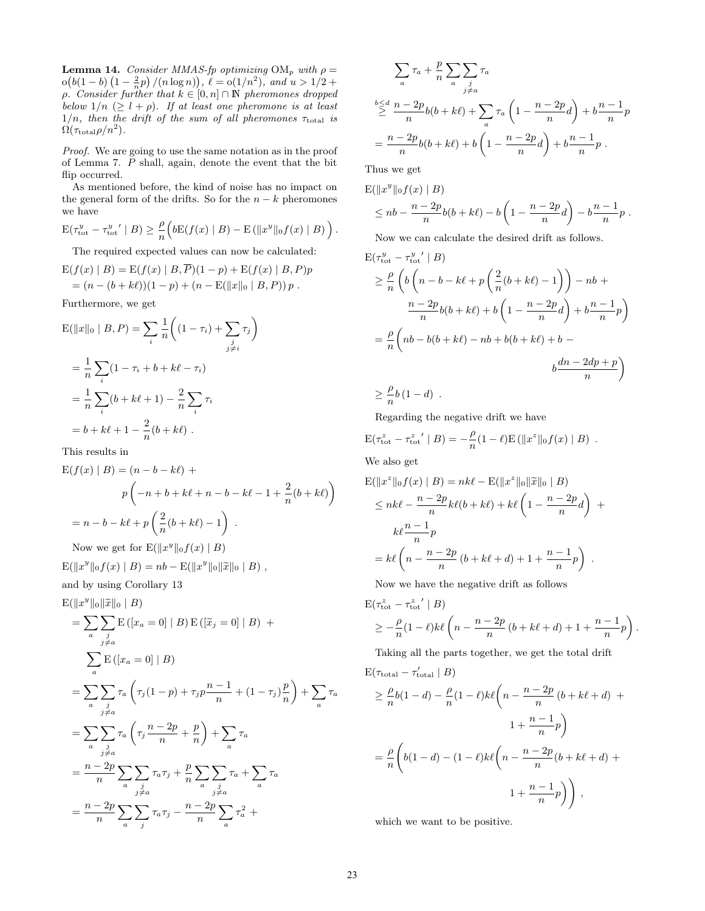**Lemma 14.** *Consider MMAS-fp optimizing* $\mathrm{OM}_p$ *with* $\rho = \mathrm{o}\big(b(1-b)\left(1-\frac{2}{n}p\right)/(n\log n)\big)$*,* $\ell = \mathrm{o}(1/n^2)$*, and* $u > 1/2 + \rho$*. Consider further that* $k \in [0,n] \cap \mathbb{N}$ *pheromones dropped below* $1/n$ ($\geq l+\rho$)*. If at least one pheromone is at least* $1/n$*, then the drift of the sum of all pheromones* $\tau_{\text{total}}$ *is* $\Omega(\tau_{\text{total}}\rho/n^2)$*.*

*Proof.* We are going to use the same notation as in the proof of Lemma 7. $P$ shall, again, denote the event that the bit flip occurred.

As mentioned before, the kind of noise has no impact on the general form of the drifts. So for the $n-k$ pheromones we have

$$\mathrm{E}(\tau^y_{\text{tot}} - {\tau^y_{\text{tot}}}' \mid B) \geq \frac{\rho}{n}\Big(b\mathrm{E}(f(x) \mid B) - \mathrm{E}\left(\|x^y\|_0 f(x) \mid B\right)\Big) .$$

The required expected values can now be calculated:

$$\begin{aligned}
\mathrm{E}(f(x) \mid B) &= \mathrm{E}(f(x) \mid B, \overline{P})(1-p) + \mathrm{E}(f(x) \mid B, P)p \\
&= (n-(b+k\ell))(1-p) + (n - \mathrm{E}(\|x\|_0 \mid B, P))\, p \ .
\end{aligned}$$

Furthermore, we get

$$\begin{aligned}
\mathrm{E}(\|x\|_0 \mid B, P) &= \sum_i \frac{1}{n}\Bigg((1-\tau_i) + \sum_{\substack{j \\ j\neq i}} \tau_j\Bigg) \\
&= \frac{1}{n}\sum_i (1 - \tau_i + b + k\ell - \tau_i) \\
&= \frac{1}{n}\sum_i (b + k\ell + 1) - \frac{2}{n}\sum_i \tau_i \\
&= b + k\ell + 1 - \frac{2}{n}(b+k\ell) \ .
\end{aligned}$$

This results in

$$\begin{aligned}
\mathrm{E}(f(x) \mid B) &= (n - b - k\ell) + \\
&\qquad p\left(-n + b + k\ell + n - b - k\ell - 1 + \frac{2}{n}(b+k\ell)\right) \\
&= n - b - k\ell + p\left(\frac{2}{n}(b+k\ell) - 1\right) \ .
\end{aligned}$$

Now we get for $\mathrm{E}(\|x^y\|_0 f(x) \mid B)$

$$\mathrm{E}(\|x^y\|_0 f(x) \mid B) = nb - \mathrm{E}(\|x^y\|_0 \|\widetilde{x}\|_0 \mid B) \ ,$$

and by using Corollary 13

$$\begin{aligned}
\mathrm{E}(\|x^y\|_0 \|\widetilde{x}\|_0 \mid B) &= \sum_a \sum_{\substack{j \\ j\neq a}} \mathrm{E}\left([x_a = 0] \mid B\right) \mathrm{E}\left([\widetilde{x}_j = 0] \mid B\right) \ + \\
&\qquad \sum_a \mathrm{E}\left([x_a = 0] \mid B\right) \\
&= \sum_a \sum_{\substack{j \\ j\neq a}} \tau_a \left(\tau_j(1-p) + \tau_j p \frac{n-1}{n} + (1-\tau_j)\frac{p}{n}\right) + \sum_a \tau_a \\
&= \sum_a \sum_{\substack{j \\ j\neq a}} \tau_a \left(\tau_j \frac{n-2p}{n} + \frac{p}{n}\right) + \sum_a \tau_a \\
&= \frac{n-2p}{n}\sum_a \sum_{\substack{j \\ j\neq a}} \tau_a\tau_j + \frac{p}{n}\sum_a \sum_{\substack{j \\ j\neq a}} \tau_a + \sum_a \tau_a \\
&= \frac{n-2p}{n}\sum_a \sum_j \tau_a\tau_j - \frac{n-2p}{n}\sum_a \tau_a^2 \ + \\
&\qquad \sum_a \tau_a + \frac{p}{n}\sum_a \sum_{\substack{j \\ j\neq a}} \tau_a \\
&\overset{b\leq d}{\geq} \frac{n-2p}{n} b(b+k\ell) + \sum_a \tau_a\left(1 - \frac{n-2p}{n}d\right) + b\frac{n-1}{n}p \\
&= \frac{n-2p}{n} b(b+k\ell) + b\left(1 - \frac{n-2p}{n}d\right) + b\frac{n-1}{n}p \ .
\end{aligned}$$

Thus we get

$$\begin{aligned}
&\mathrm{E}(\|x^y\|_0 f(x) \mid B) \\
&\quad \leq nb - \frac{n-2p}{n} b(b+k\ell) - b\left(1 - \frac{n-2p}{n}d\right) - b\frac{n-1}{n}p \ .
\end{aligned}$$

Now we can calculate the desired drift as follows.

$$\begin{aligned}
&\mathrm{E}(\tau^y_{\text{tot}} - {\tau^y_{\text{tot}}}' \mid B) \\
&\quad \geq \frac{\rho}{n}\left(b\left(n - b - k\ell + p\left(\frac{2}{n}(b+k\ell) - 1\right)\right) - nb \ + \right. \\
&\qquad\qquad \left. \frac{n-2p}{n} b(b+k\ell) + b\left(1 - \frac{n-2p}{n}d\right) + b\frac{n-1}{n}p\right) \\
&\quad = \frac{\rho}{n}\left(nb - b(b+k\ell) - nb + b(b+k\ell) + b \ - \right. \\
&\qquad\qquad\qquad\qquad \left. b\frac{dn - 2dp + p}{n}\right) \\
&\quad \geq \frac{\rho}{n} b\,(1-d) \ .
\end{aligned}$$

Regarding the negative drift we have

$$\mathrm{E}(\tau^z_{\text{tot}} - {\tau^z_{\text{tot}}}' \mid B) = -\frac{\rho}{n}(1-\ell)\mathrm{E}\left(\|x^z\|_0 f(x) \mid B\right) \ .$$

We also get

$$\begin{aligned}
\mathrm{E}(\|x^z\|_0 f(x) \mid B) &= nk\ell - \mathrm{E}(\|x^z\|_0 \|\widetilde{x}\|_0 \mid B) \\
&\leq nk\ell - \frac{n-2p}{n} k\ell(b+k\ell) + k\ell\left(1 - \frac{n-2p}{n}d\right) \ + \\
&\qquad k\ell \frac{n-1}{n}p \\
&= k\ell\left(n - \frac{n-2p}{n}\left(b + k\ell + d\right) + 1 + \frac{n-1}{n}p\right) \ .
\end{aligned}$$

Now we have the negative drift as follows

$$\begin{aligned}
&\mathrm{E}(\tau^z_{\text{tot}} - {\tau^z_{\text{tot}}}' \mid B) \\
&\quad \geq -\frac{\rho}{n}(1-\ell)k\ell\left(n - \frac{n-2p}{n}\left(b + k\ell + d\right) + 1 + \frac{n-1}{n}p\right) .
\end{aligned}$$

Taking all the parts together, we get the total drift

$$\begin{aligned}
&\mathrm{E}(\tau_{\text{total}} - \tau'_{\text{total}} \mid B) \\
&\quad \geq \frac{\rho}{n}b(1-d) - \frac{\rho}{n}(1-\ell)k\ell\Bigg(n - \frac{n-2p}{n}\left(b + k\ell + d\right) \ + \\
&\qquad\qquad\qquad\qquad 1 + \frac{n-1}{n}p\Bigg) \\
&\quad = \frac{\rho}{n}\left(b(1-d) - (1-\ell)k\ell\Bigg(n - \frac{n-2p}{n}(b + k\ell + d) \ + \right. \\
&\qquad\qquad\qquad\qquad \left. 1 + \frac{n-1}{n}p\Bigg)\right) ,
\end{aligned}$$

which we want to be positive.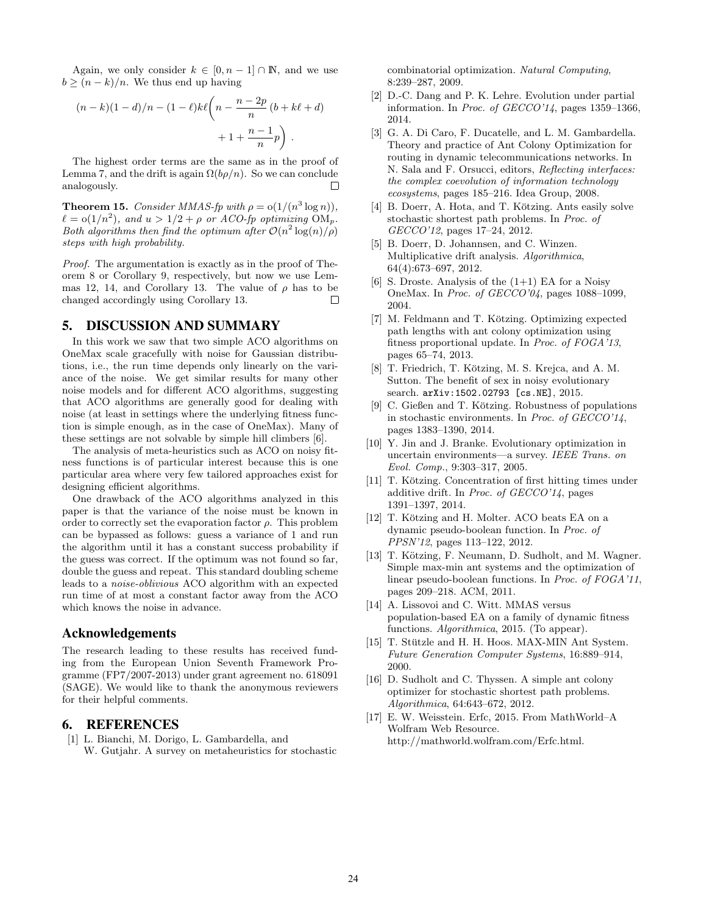Again, we only consider $k \in [0, n-1] \cap \mathbb{N}$, and we use $b \geq (n-k)/n$. We thus end up having

$$(n-k)(1-d)/n - (1-\ell)k\ell\bigg(n - \frac{n-2p}{n}(b + k\ell + d) + 1 + \frac{n-1}{n}p\bigg) .$$

The highest order terms are the same as in the proof of Lemma 7, and the drift is again $\Omega(b\rho/n)$. So we can conclude analogously. ☐

**Theorem 15.** *Consider MMAS-fp with $\rho = \mathrm{o}(1/(n^3 \log n))$, $\ell = \mathrm{o}(1/n^2)$, and $u > 1/2 + \rho$ or ACO-fp optimizing $\mathrm{OM}_p$. Both algorithms then find the optimum after $\mathcal{O}(n^2 \log(n)/\rho)$ steps with high probability.*

*Proof.* The argumentation is exactly as in the proof of Theorem 8 or Corollary 9, respectively, but now we use Lemmas 12, 14, and Corollary 13. The value of $\rho$ has to be changed accordingly using Corollary 13. ☐

## 5. DISCUSSION AND SUMMARY

In this work we saw that two simple ACO algorithms on OneMax scale gracefully with noise for Gaussian distributions, i.e., the run time depends only linearly on the variance of the noise. We get similar results for many other noise models and for different ACO algorithms, suggesting that ACO algorithms are generally good for dealing with noise (at least in settings where the underlying fitness function is simple enough, as in the case of OneMax). Many of these settings are not solvable by simple hill climbers [6].

The analysis of meta-heuristics such as ACO on noisy fitness functions is of particular interest because this is one particular area where very few tailored approaches exist for designing efficient algorithms.

One drawback of the ACO algorithms analyzed in this paper is that the variance of the noise must be known in order to correctly set the evaporation factor $\rho$. This problem can be bypassed as follows: guess a variance of 1 and run the algorithm until it has a constant success probability if the guess was correct. If the optimum was not found so far, double the guess and repeat. This standard doubling scheme leads to a *noise-oblivious* ACO algorithm with an expected run time of at most a constant factor away from the ACO which knows the noise in advance.

## Acknowledgements

The research leading to these results has received funding from the European Union Seventh Framework Programme (FP7/2007-2013) under grant agreement no. 618091 (SAGE). We would like to thank the anonymous reviewers for their helpful comments.

## 6. REFERENCES

[1] L. Bianchi, M. Dorigo, L. Gambardella, and W. Gutjahr. A survey on metaheuristics for stochastic combinatorial optimization. *Natural Computing*, 8:239–287, 2009.

[2] D.-C. Dang and P. K. Lehre. Evolution under partial information. In *Proc. of GECCO'14*, pages 1359–1366, 2014.

[3] G. A. Di Caro, F. Ducatelle, and L. M. Gambardella. Theory and practice of Ant Colony Optimization for routing in dynamic telecommunications networks. In N. Sala and F. Orsucci, editors, *Reflecting interfaces: the complex coevolution of information technology ecosystems*, pages 185–216. Idea Group, 2008.

[4] B. Doerr, A. Hota, and T. Kötzing. Ants easily solve stochastic shortest path problems. In *Proc. of GECCO'12*, pages 17–24, 2012.

[5] B. Doerr, D. Johannsen, and C. Winzen. Multiplicative drift analysis. *Algorithmica*, 64(4):673–697, 2012.

[6] S. Droste. Analysis of the (1+1) EA for a Noisy OneMax. In *Proc. of GECCO'04*, pages 1088–1099, 2004.

[7] M. Feldmann and T. Kötzing. Optimizing expected path lengths with ant colony optimization using fitness proportional update. In *Proc. of FOGA'13*, pages 65–74, 2013.

[8] T. Friedrich, T. Kötzing, M. S. Krejca, and A. M. Sutton. The benefit of sex in noisy evolutionary search. `arXiv:1502.02793 [cs.NE]`, 2015.

[9] C. Gießen and T. Kötzing. Robustness of populations in stochastic environments. In *Proc. of GECCO'14*, pages 1383–1390, 2014.

[10] Y. Jin and J. Branke. Evolutionary optimization in uncertain environments—a survey. *IEEE Trans. on Evol. Comp.*, 9:303–317, 2005.

[11] T. Kötzing. Concentration of first hitting times under additive drift. In *Proc. of GECCO'14*, pages 1391–1397, 2014.

[12] T. Kötzing and H. Molter. ACO beats EA on a dynamic pseudo-boolean function. In *Proc. of PPSN'12*, pages 113–122, 2012.

[13] T. Kötzing, F. Neumann, D. Sudholt, and M. Wagner. Simple max-min ant systems and the optimization of linear pseudo-boolean functions. In *Proc. of FOGA'11*, pages 209–218. ACM, 2011.

[14] A. Lissovoi and C. Witt. MMAS versus population-based EA on a family of dynamic fitness functions. *Algorithmica*, 2015. (To appear).

[15] T. Stützle and H. H. Hoos. MAX-MIN Ant System. *Future Generation Computer Systems*, 16:889–914, 2000.

[16] D. Sudholt and C. Thyssen. A simple ant colony optimizer for stochastic shortest path problems. *Algorithmica*, 64:643–672, 2012.

[17] E. W. Weisstein. Erfc, 2015. From MathWorld–A Wolfram Web Resource. http://mathworld.wolfram.com/Erfc.html.